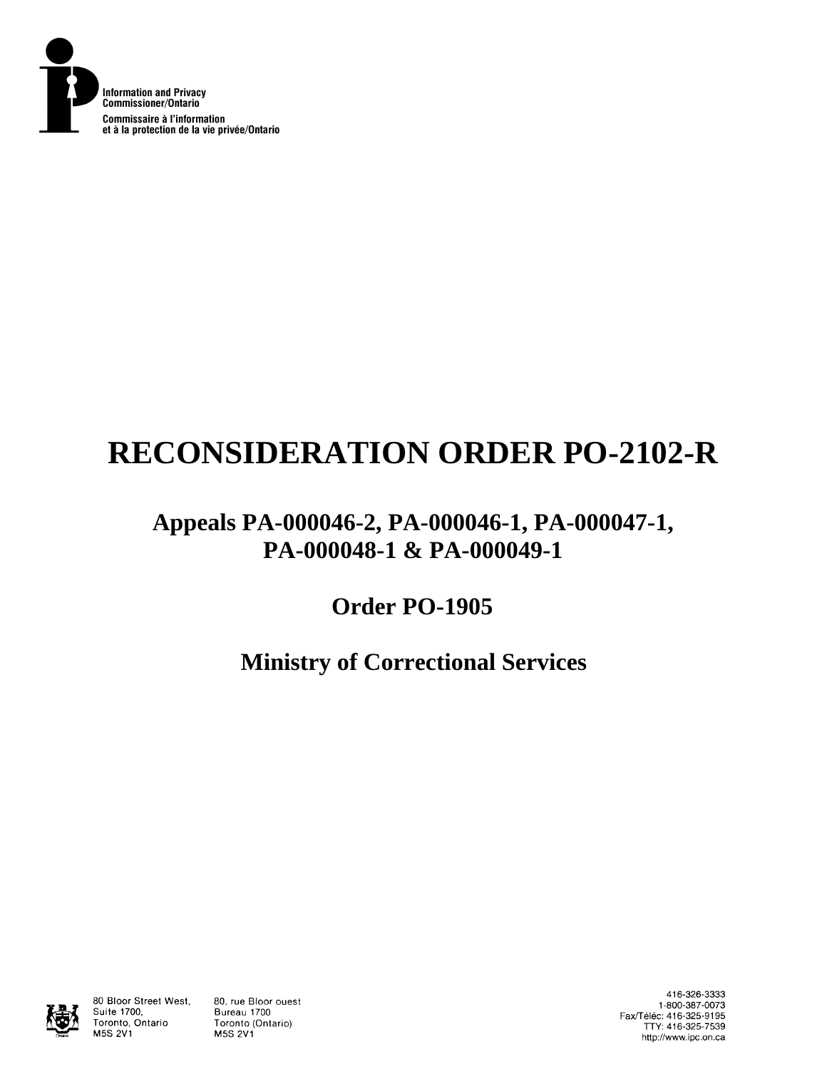Information and Privacy
Commissioner/Ontario
Commissaire à l'information
et à la protection de la vie privée/Ontario

# RECONSIDERATION ORDER PO-2102-R

## Appeals PA-000046-2, PA-000046-1, PA-000047-1, PA-000048-1 & PA-000049-1

## Order PO-1905

## Ministry of Correctional Services

80 Bloor Street West, Suite 1700, Toronto, Ontario M5S 2V1

80, rue Bloor ouest Bureau 1700 Toronto (Ontario) M5S 2V1

416-326-3333
1-800-387-0073
Fax/Téléc: 416-325-9195
TTY: 416-325-7539
http://www.ipc.on.ca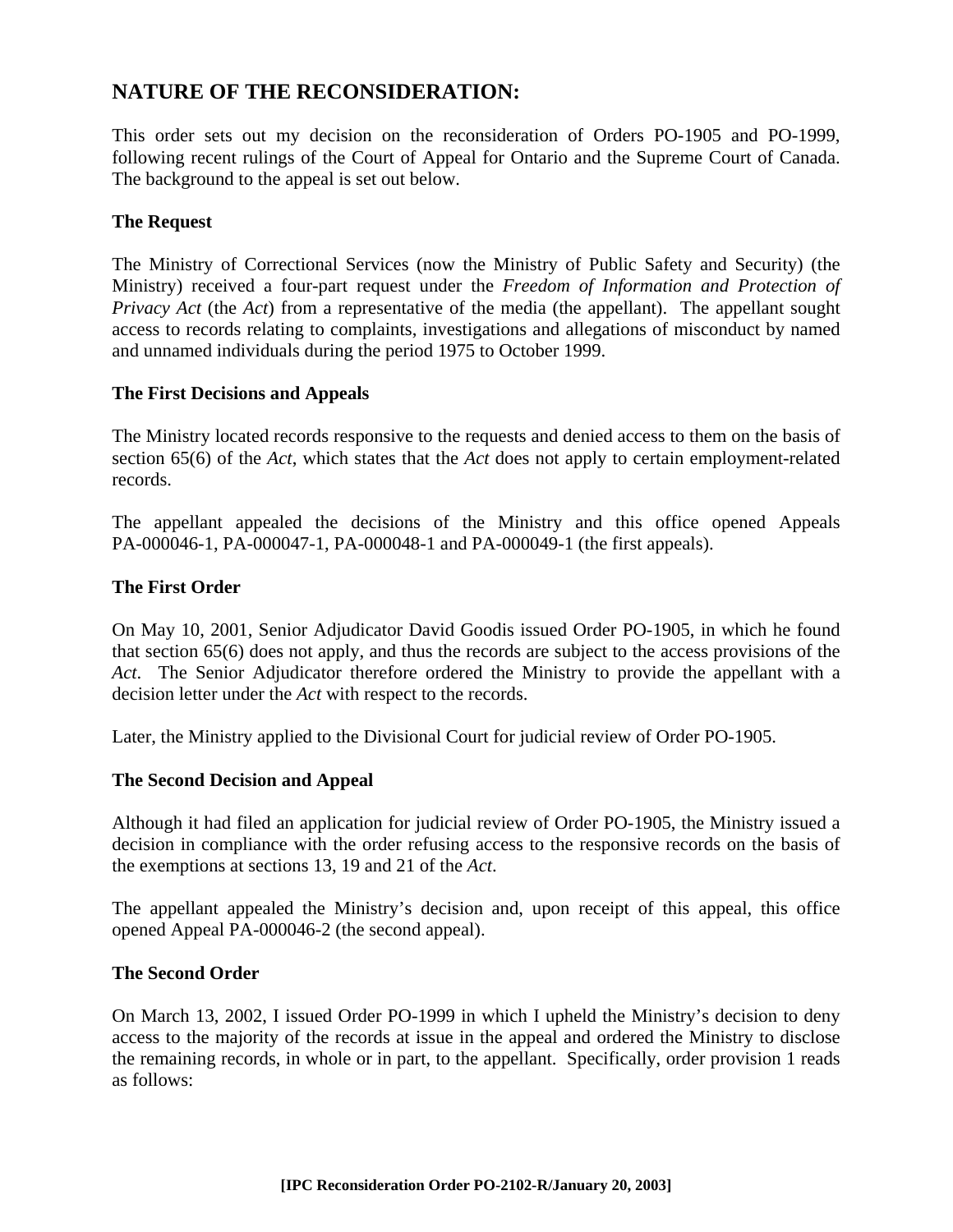## NATURE OF THE RECONSIDERATION:

This order sets out my decision on the reconsideration of Orders PO-1905 and PO-1999, following recent rulings of the Court of Appeal for Ontario and the Supreme Court of Canada. The background to the appeal is set out below.

### The Request

The Ministry of Correctional Services (now the Ministry of Public Safety and Security) (the Ministry) received a four-part request under the *Freedom of Information and Protection of Privacy Act* (the *Act*) from a representative of the media (the appellant). The appellant sought access to records relating to complaints, investigations and allegations of misconduct by named and unnamed individuals during the period 1975 to October 1999.

### The First Decisions and Appeals

The Ministry located records responsive to the requests and denied access to them on the basis of section 65(6) of the *Act*, which states that the *Act* does not apply to certain employment-related records.

The appellant appealed the decisions of the Ministry and this office opened Appeals PA-000046-1, PA-000047-1, PA-000048-1 and PA-000049-1 (the first appeals).

### The First Order

On May 10, 2001, Senior Adjudicator David Goodis issued Order PO-1905, in which he found that section 65(6) does not apply, and thus the records are subject to the access provisions of the *Act*. The Senior Adjudicator therefore ordered the Ministry to provide the appellant with a decision letter under the *Act* with respect to the records.

Later, the Ministry applied to the Divisional Court for judicial review of Order PO-1905.

### The Second Decision and Appeal

Although it had filed an application for judicial review of Order PO-1905, the Ministry issued a decision in compliance with the order refusing access to the responsive records on the basis of the exemptions at sections 13, 19 and 21 of the *Act*.

The appellant appealed the Ministry's decision and, upon receipt of this appeal, this office opened Appeal PA-000046-2 (the second appeal).

### The Second Order

On March 13, 2002, I issued Order PO-1999 in which I upheld the Ministry's decision to deny access to the majority of the records at issue in the appeal and ordered the Ministry to disclose the remaining records, in whole or in part, to the appellant. Specifically, order provision 1 reads as follows: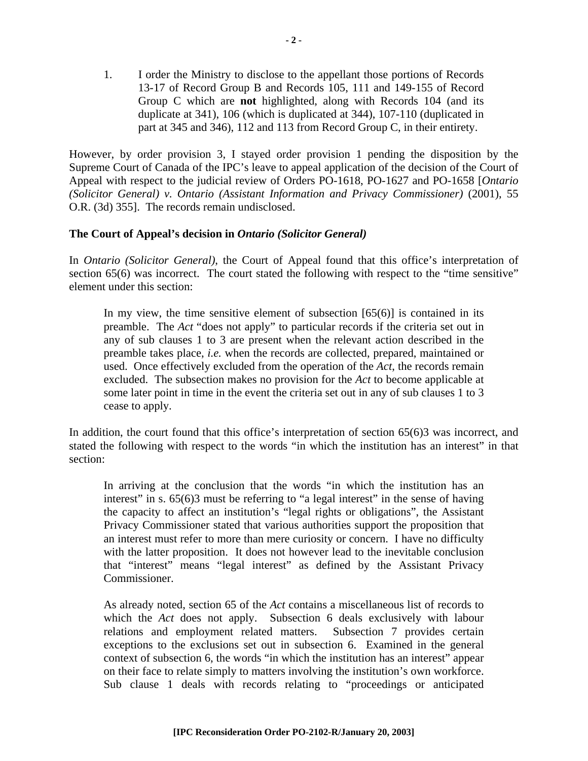1. I order the Ministry to disclose to the appellant those portions of Records 13-17 of Record Group B and Records 105, 111 and 149-155 of Record Group C which are **not** highlighted, along with Records 104 (and its duplicate at 341), 106 (which is duplicated at 344), 107-110 (duplicated in part at 345 and 346), 112 and 113 from Record Group C, in their entirety.

However, by order provision 3, I stayed order provision 1 pending the disposition by the Supreme Court of Canada of the IPC's leave to appeal application of the decision of the Court of Appeal with respect to the judicial review of Orders PO-1618, PO-1627 and PO-1658 [*Ontario (Solicitor General) v. Ontario (Assistant Information and Privacy Commissioner)* (2001), 55 O.R. (3d) 355]. The records remain undisclosed.

**The Court of Appeal's decision in *Ontario (Solicitor General)***

In *Ontario (Solicitor General)*, the Court of Appeal found that this office's interpretation of section 65(6) was incorrect. The court stated the following with respect to the "time sensitive" element under this section:

> In my view, the time sensitive element of subsection [65(6)] is contained in its preamble. The *Act* "does not apply" to particular records if the criteria set out in any of sub clauses 1 to 3 are present when the relevant action described in the preamble takes place, *i.e.* when the records are collected, prepared, maintained or used. Once effectively excluded from the operation of the *Act*, the records remain excluded. The subsection makes no provision for the *Act* to become applicable at some later point in time in the event the criteria set out in any of sub clauses 1 to 3 cease to apply.

In addition, the court found that this office's interpretation of section 65(6)3 was incorrect, and stated the following with respect to the words "in which the institution has an interest" in that section:

> In arriving at the conclusion that the words "in which the institution has an interest" in s. 65(6)3 must be referring to "a legal interest" in the sense of having the capacity to affect an institution's "legal rights or obligations", the Assistant Privacy Commissioner stated that various authorities support the proposition that an interest must refer to more than mere curiosity or concern. I have no difficulty with the latter proposition. It does not however lead to the inevitable conclusion that "interest" means "legal interest" as defined by the Assistant Privacy Commissioner.
>
> As already noted, section 65 of the *Act* contains a miscellaneous list of records to which the *Act* does not apply. Subsection 6 deals exclusively with labour relations and employment related matters. Subsection 7 provides certain exceptions to the exclusions set out in subsection 6. Examined in the general context of subsection 6, the words "in which the institution has an interest" appear on their face to relate simply to matters involving the institution's own workforce. Sub clause 1 deals with records relating to "proceedings or anticipated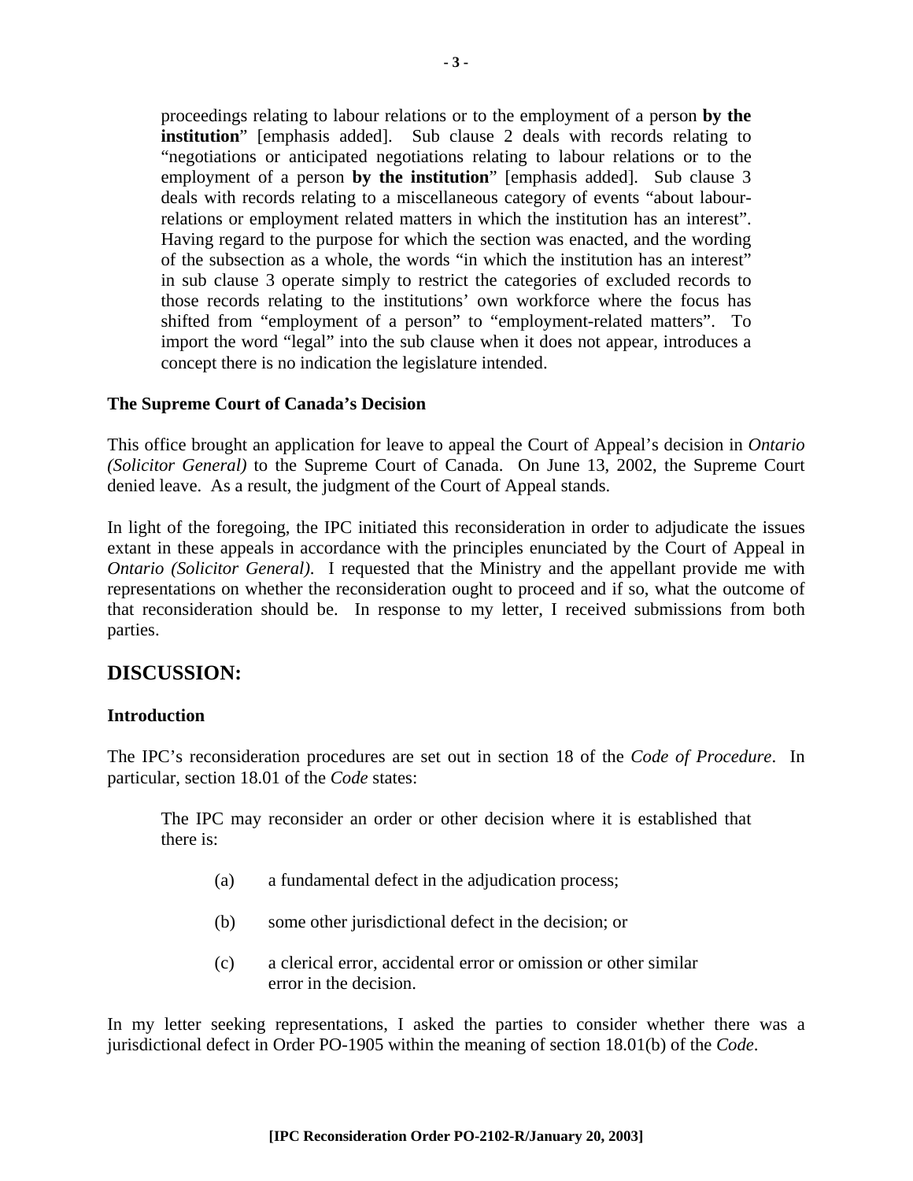> proceedings relating to labour relations or to the employment of a person **by the institution**" [emphasis added]. Sub clause 2 deals with records relating to "negotiations or anticipated negotiations relating to labour relations or to the employment of a person **by the institution**" [emphasis added]. Sub clause 3 deals with records relating to a miscellaneous category of events "about labour-relations or employment related matters in which the institution has an interest". Having regard to the purpose for which the section was enacted, and the wording of the subsection as a whole, the words "in which the institution has an interest" in sub clause 3 operate simply to restrict the categories of excluded records to those records relating to the institutions' own workforce where the focus has shifted from "employment of a person" to "employment-related matters". To import the word "legal" into the sub clause when it does not appear, introduces a concept there is no indication the legislature intended.

### The Supreme Court of Canada's Decision

This office brought an application for leave to appeal the Court of Appeal's decision in *Ontario (Solicitor General)* to the Supreme Court of Canada. On June 13, 2002, the Supreme Court denied leave. As a result, the judgment of the Court of Appeal stands.

In light of the foregoing, the IPC initiated this reconsideration in order to adjudicate the issues extant in these appeals in accordance with the principles enunciated by the Court of Appeal in *Ontario (Solicitor General)*. I requested that the Ministry and the appellant provide me with representations on whether the reconsideration ought to proceed and if so, what the outcome of that reconsideration should be. In response to my letter, I received submissions from both parties.

## DISCUSSION:

### Introduction

The IPC's reconsideration procedures are set out in section 18 of the *Code of Procedure*. In particular, section 18.01 of the *Code* states:

> The IPC may reconsider an order or other decision where it is established that there is:
>
> (a) a fundamental defect in the adjudication process;
>
> (b) some other jurisdictional defect in the decision; or
>
> (c) a clerical error, accidental error or omission or other similar error in the decision.

In my letter seeking representations, I asked the parties to consider whether there was a jurisdictional defect in Order PO-1905 within the meaning of section 18.01(b) of the *Code*.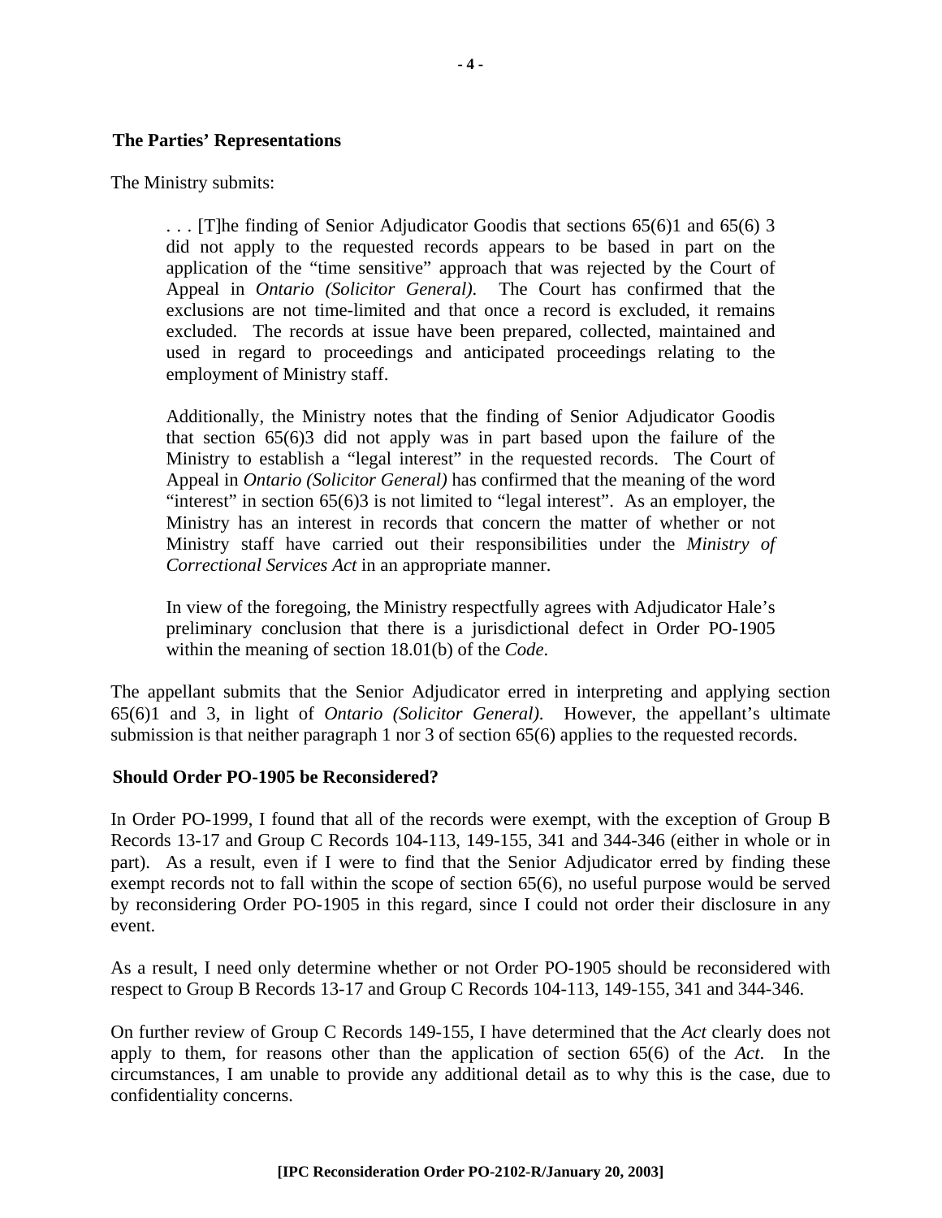**The Parties' Representations**

The Ministry submits:

> . . . [T]he finding of Senior Adjudicator Goodis that sections 65(6)1 and 65(6) 3 did not apply to the requested records appears to be based in part on the application of the "time sensitive" approach that was rejected by the Court of Appeal in *Ontario (Solicitor General)*. The Court has confirmed that the exclusions are not time-limited and that once a record is excluded, it remains excluded. The records at issue have been prepared, collected, maintained and used in regard to proceedings and anticipated proceedings relating to the employment of Ministry staff.
>
> Additionally, the Ministry notes that the finding of Senior Adjudicator Goodis that section 65(6)3 did not apply was in part based upon the failure of the Ministry to establish a "legal interest" in the requested records. The Court of Appeal in *Ontario (Solicitor General)* has confirmed that the meaning of the word "interest" in section 65(6)3 is not limited to "legal interest". As an employer, the Ministry has an interest in records that concern the matter of whether or not Ministry staff have carried out their responsibilities under the *Ministry of Correctional Services Act* in an appropriate manner.
>
> In view of the foregoing, the Ministry respectfully agrees with Adjudicator Hale's preliminary conclusion that there is a jurisdictional defect in Order PO-1905 within the meaning of section 18.01(b) of the *Code*.

The appellant submits that the Senior Adjudicator erred in interpreting and applying section 65(6)1 and 3, in light of *Ontario (Solicitor General)*. However, the appellant's ultimate submission is that neither paragraph 1 nor 3 of section 65(6) applies to the requested records.

**Should Order PO-1905 be Reconsidered?**

In Order PO-1999, I found that all of the records were exempt, with the exception of Group B Records 13-17 and Group C Records 104-113, 149-155, 341 and 344-346 (either in whole or in part). As a result, even if I were to find that the Senior Adjudicator erred by finding these exempt records not to fall within the scope of section 65(6), no useful purpose would be served by reconsidering Order PO-1905 in this regard, since I could not order their disclosure in any event.

As a result, I need only determine whether or not Order PO-1905 should be reconsidered with respect to Group B Records 13-17 and Group C Records 104-113, 149-155, 341 and 344-346.

On further review of Group C Records 149-155, I have determined that the *Act* clearly does not apply to them, for reasons other than the application of section 65(6) of the *Act*. In the circumstances, I am unable to provide any additional detail as to why this is the case, due to confidentiality concerns.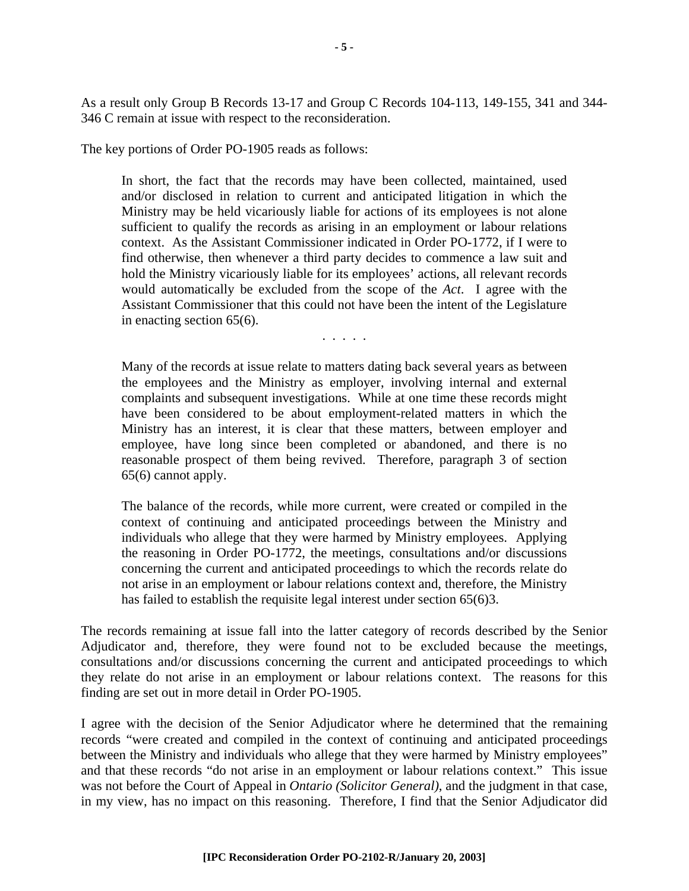As a result only Group B Records 13-17 and Group C Records 104-113, 149-155, 341 and 344-346 C remain at issue with respect to the reconsideration.

The key portions of Order PO-1905 reads as follows:

> In short, the fact that the records may have been collected, maintained, used and/or disclosed in relation to current and anticipated litigation in which the Ministry may be held vicariously liable for actions of its employees is not alone sufficient to qualify the records as arising in an employment or labour relations context. As the Assistant Commissioner indicated in Order PO-1772, if I were to find otherwise, then whenever a third party decides to commence a law suit and hold the Ministry vicariously liable for its employees' actions, all relevant records would automatically be excluded from the scope of the *Act*. I agree with the Assistant Commissioner that this could not have been the intent of the Legislature in enacting section 65(6).
>
> . . . . .
>
> Many of the records at issue relate to matters dating back several years as between the employees and the Ministry as employer, involving internal and external complaints and subsequent investigations. While at one time these records might have been considered to be about employment-related matters in which the Ministry has an interest, it is clear that these matters, between employer and employee, have long since been completed or abandoned, and there is no reasonable prospect of them being revived. Therefore, paragraph 3 of section 65(6) cannot apply.
>
> The balance of the records, while more current, were created or compiled in the context of continuing and anticipated proceedings between the Ministry and individuals who allege that they were harmed by Ministry employees. Applying the reasoning in Order PO-1772, the meetings, consultations and/or discussions concerning the current and anticipated proceedings to which the records relate do not arise in an employment or labour relations context and, therefore, the Ministry has failed to establish the requisite legal interest under section 65(6)3.

The records remaining at issue fall into the latter category of records described by the Senior Adjudicator and, therefore, they were found not to be excluded because the meetings, consultations and/or discussions concerning the current and anticipated proceedings to which they relate do not arise in an employment or labour relations context. The reasons for this finding are set out in more detail in Order PO-1905.

I agree with the decision of the Senior Adjudicator where he determined that the remaining records "were created and compiled in the context of continuing and anticipated proceedings between the Ministry and individuals who allege that they were harmed by Ministry employees" and that these records "do not arise in an employment or labour relations context." This issue was not before the Court of Appeal in *Ontario (Solicitor General)*, and the judgment in that case, in my view, has no impact on this reasoning. Therefore, I find that the Senior Adjudicator did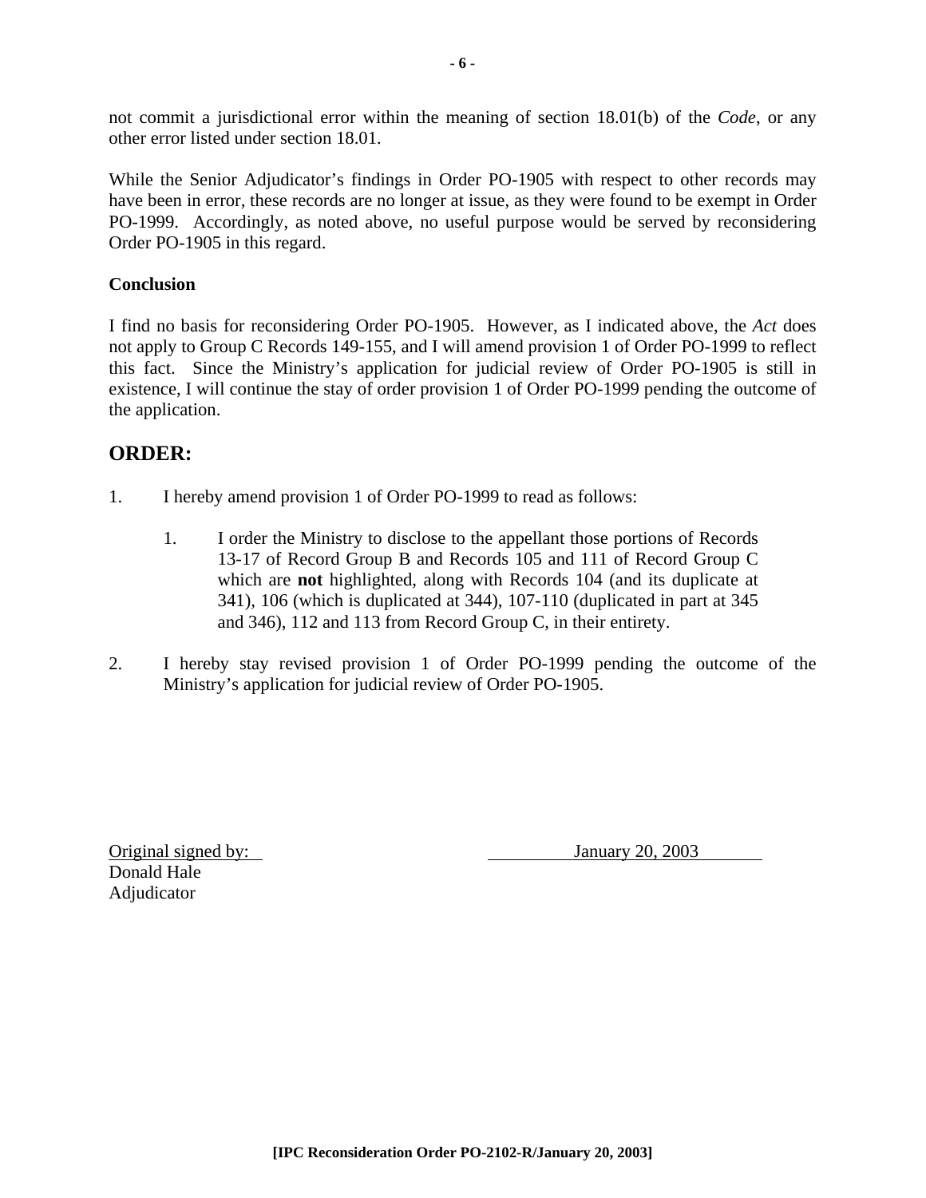not commit a jurisdictional error within the meaning of section 18.01(b) of the *Code*, or any other error listed under section 18.01.

While the Senior Adjudicator's findings in Order PO-1905 with respect to other records may have been in error, these records are no longer at issue, as they were found to be exempt in Order PO-1999. Accordingly, as noted above, no useful purpose would be served by reconsidering Order PO-1905 in this regard.

**Conclusion**

I find no basis for reconsidering Order PO-1905. However, as I indicated above, the *Act* does not apply to Group C Records 149-155, and I will amend provision 1 of Order PO-1999 to reflect this fact. Since the Ministry's application for judicial review of Order PO-1905 is still in existence, I will continue the stay of order provision 1 of Order PO-1999 pending the outcome of the application.

## ORDER:

1. I hereby amend provision 1 of Order PO-1999 to read as follows:

   1. I order the Ministry to disclose to the appellant those portions of Records 13-17 of Record Group B and Records 105 and 111 of Record Group C which are **not** highlighted, along with Records 104 (and its duplicate at 341), 106 (which is duplicated at 344), 107-110 (duplicated in part at 345 and 346), 112 and 113 from Record Group C, in their entirety.

2. I hereby stay revised provision 1 of Order PO-1999 pending the outcome of the Ministry's application for judicial review of Order PO-1905.

Original signed by:
Donald Hale
Adjudicator

January 20, 2003

[IPC Reconsideration Order PO-2102-R/January 20, 2003]